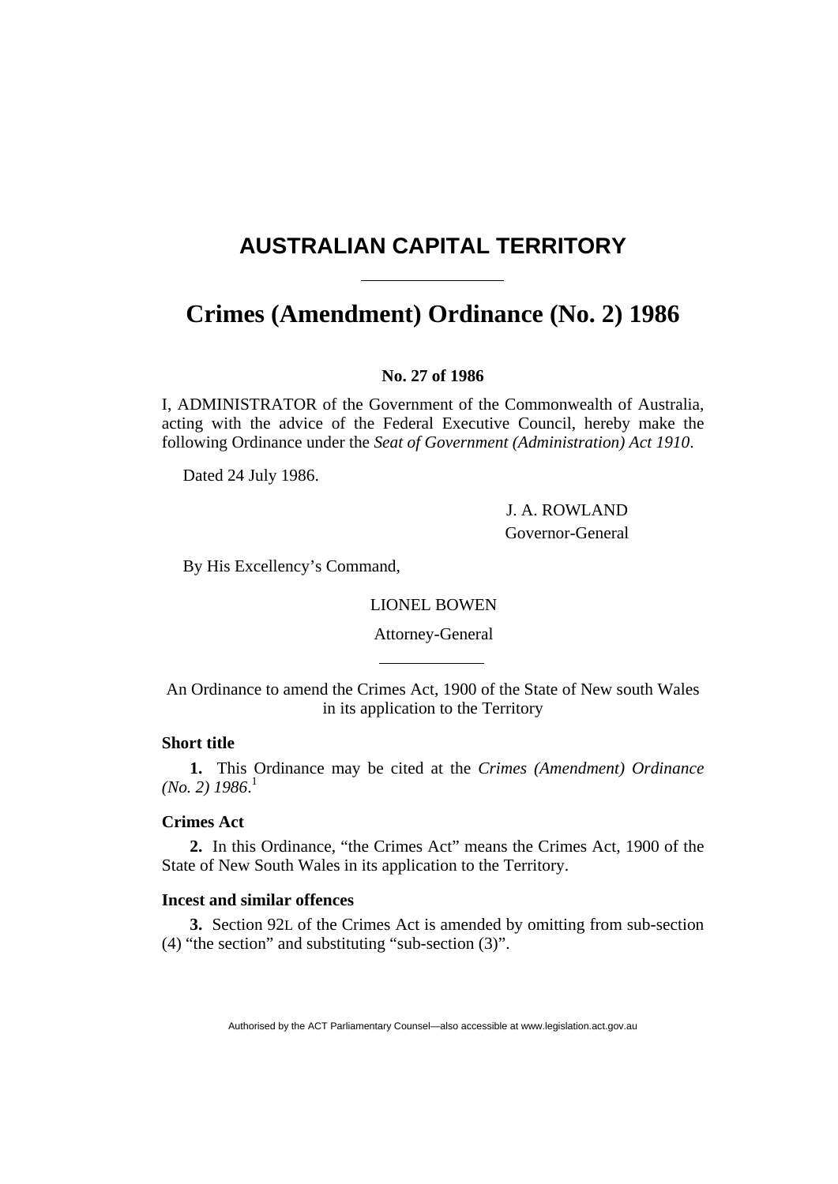# AUSTRALIAN CAPITAL TERRITORY

---

## Crimes (Amendment) Ordinance (No. 2) 1986

**No. 27 of 1986**

I, ADMINISTRATOR of the Government of the Commonwealth of Australia, acting with the advice of the Federal Executive Council, hereby make the following Ordinance under the *Seat of Government (Administration) Act 1910*.

Dated 24 July 1986.

J. A. ROWLAND
Governor-General

By His Excellency's Command,

LIONEL BOWEN

Attorney-General

---

An Ordinance to amend the Crimes Act, 1900 of the State of New south Wales in its application to the Territory

**Short title**

**1.** This Ordinance may be cited at the *Crimes (Amendment) Ordinance (No. 2) 1986*.[1]

**Crimes Act**

**2.** In this Ordinance, "the Crimes Act" means the Crimes Act, 1900 of the State of New South Wales in its application to the Territory.

**Incest and similar offences**

**3.** Section 92L of the Crimes Act is amended by omitting from sub-section (4) "the section" and substituting "sub-section (3)".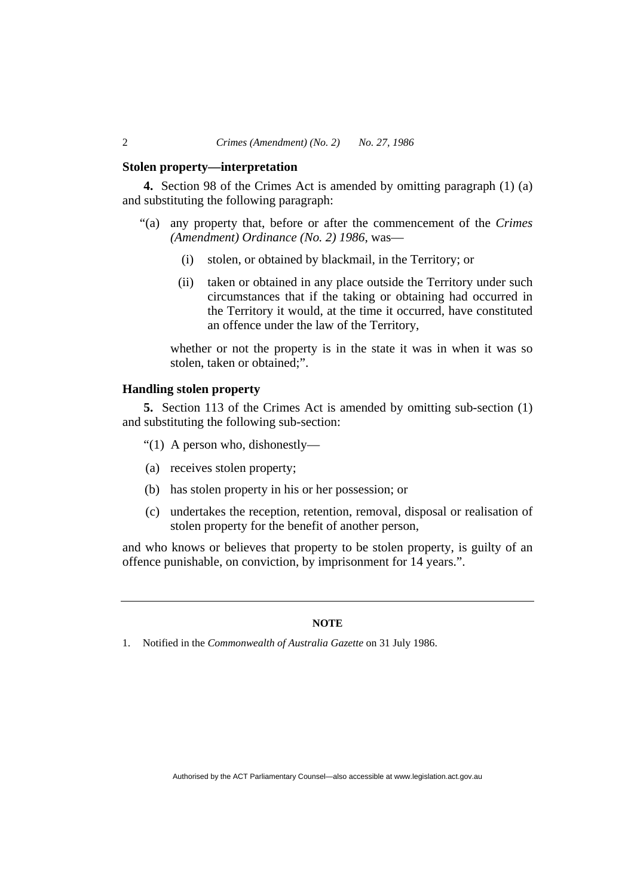### Stolen property—interpretation

**4.** Section 98 of the Crimes Act is amended by omitting paragraph (1) (a) and substituting the following paragraph:

"(a) any property that, before or after the commencement of the *Crimes (Amendment) Ordinance (No. 2) 1986*, was—

(i) stolen, or obtained by blackmail, in the Territory; or

(ii) taken or obtained in any place outside the Territory under such circumstances that if the taking or obtaining had occurred in the Territory it would, at the time it occurred, have constituted an offence under the law of the Territory,

whether or not the property is in the state it was in when it was so stolen, taken or obtained;".

### Handling stolen property

**5.** Section 113 of the Crimes Act is amended by omitting sub-section (1) and substituting the following sub-section:

"(1) A person who, dishonestly—

(a) receives stolen property;

(b) has stolen property in his or her possession; or

(c) undertakes the reception, retention, removal, disposal or realisation of stolen property for the benefit of another person,

and who knows or believes that property to be stolen property, is guilty of an offence punishable, on conviction, by imprisonment for 14 years.".

---

**NOTE**

1. Notified in the *Commonwealth of Australia Gazette* on 31 July 1986.